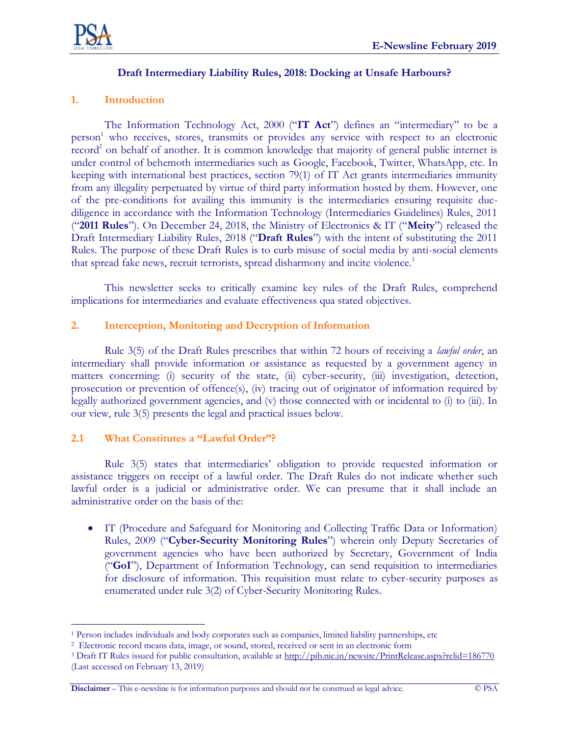# Draft Intermediary Liability Rules, 2018: Docking at Unsafe Harbours?

## 1. Introduction

The Information Technology Act, 2000 ("**IT Act**") defines an "intermediary" to be a person[1] who receives, stores, transmits or provides any service with respect to an electronic record[2] on behalf of another. It is common knowledge that majority of general public internet is under control of behemoth intermediaries such as Google, Facebook, Twitter, WhatsApp, etc. In keeping with international best practices, section 79(1) of IT Act grants intermediaries immunity from any illegality perpetuated by virtue of third party information hosted by them. However, one of the pre-conditions for availing this immunity is the intermediaries ensuring requisite due-diligence in accordance with the Information Technology (Intermediaries Guidelines) Rules, 2011 ("**2011 Rules**"). On December 24, 2018, the Ministry of Electronics & IT ("**Meity**") released the Draft Intermediary Liability Rules, 2018 ("**Draft Rules**") with the intent of substituting the 2011 Rules. The purpose of these Draft Rules is to curb misuse of social media by anti-social elements that spread fake news, recruit terrorists, spread disharmony and incite violence.[3]

This newsletter seeks to critically examine key rules of the Draft Rules, comprehend implications for intermediaries and evaluate effectiveness qua stated objectives.

## 2. Interception, Monitoring and Decryption of Information

Rule 3(5) of the Draft Rules prescribes that within 72 hours of receiving a *lawful order*, an intermediary shall provide information or assistance as requested by a government agency in matters concerning: (i) security of the state, (ii) cyber-security, (iii) investigation, detection, prosecution or prevention of offence(s), (iv) tracing out of originator of information required by legally authorized government agencies, and (v) those connected with or incidental to (i) to (iii). In our view, rule 3(5) presents the legal and practical issues below.

### 2.1 What Constitutes a "Lawful Order"?

Rule 3(5) states that intermediaries' obligation to provide requested information or assistance triggers on receipt of a lawful order. The Draft Rules do not indicate whether such lawful order is a judicial or administrative order. We can presume that it shall include an administrative order on the basis of the:

- IT (Procedure and Safeguard for Monitoring and Collecting Traffic Data or Information) Rules, 2009 ("**Cyber-Security Monitoring Rules**") wherein only Deputy Secretaries of government agencies who have been authorized by Secretary, Government of India ("**GoI**"), Department of Information Technology, can send requisition to intermediaries for disclosure of information. This requisition must relate to cyber-security purposes as enumerated under rule 3(2) of Cyber-Security Monitoring Rules.

---

[1] Person includes individuals and body corporates such as companies, limited liability partnerships, etc

[2] Electronic record means data, image, or sound, stored, received or sent in an electronic form

[3] Draft IT Rules issued for public consultation, available at http://pib.nic.in/newsite/PrintRelease.aspx?relid=186770 (Last accessed on February 13, 2019)

**Disclaimer** – This e-newsline is for information purposes and should not be construed as legal advice. © PSA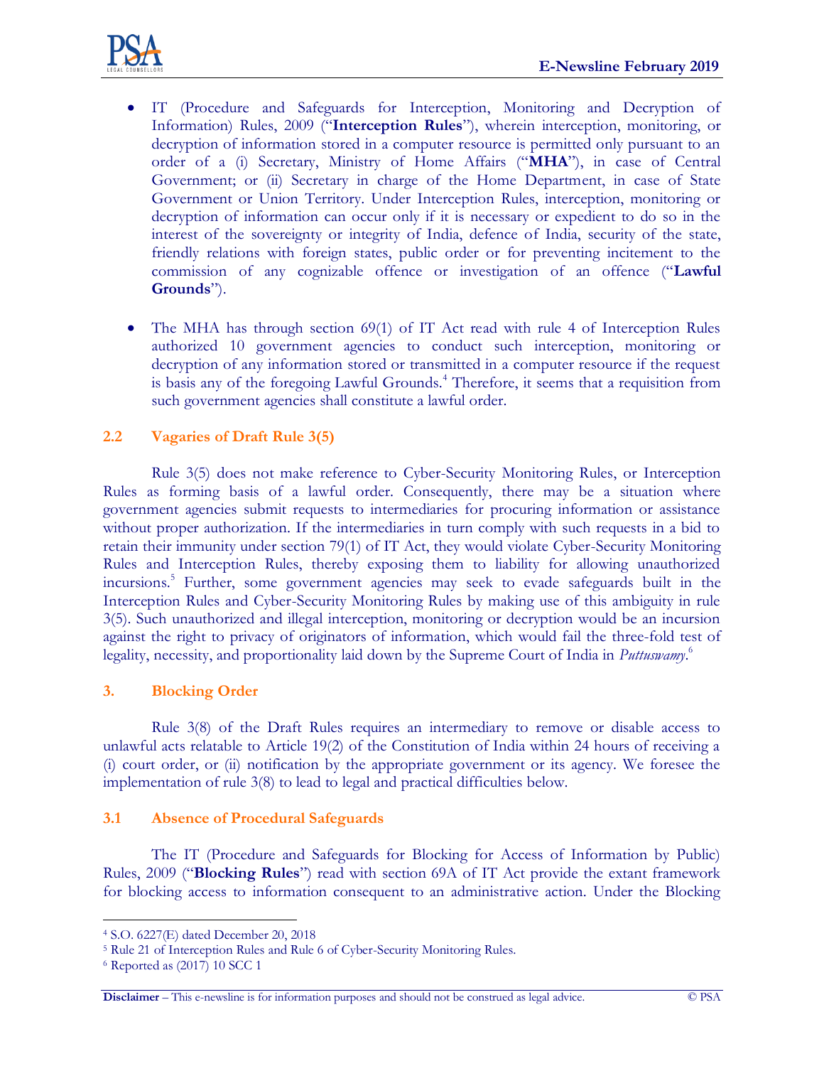- IT (Procedure and Safeguards for Interception, Monitoring and Decryption of Information) Rules, 2009 ("**Interception Rules**"), wherein interception, monitoring, or decryption of information stored in a computer resource is permitted only pursuant to an order of a (i) Secretary, Ministry of Home Affairs ("**MHA**"), in case of Central Government; or (ii) Secretary in charge of the Home Department, in case of State Government or Union Territory. Under Interception Rules, interception, monitoring or decryption of information can occur only if it is necessary or expedient to do so in the interest of the sovereignty or integrity of India, defence of India, security of the state, friendly relations with foreign states, public order or for preventing incitement to the commission of any cognizable offence or investigation of an offence ("**Lawful Grounds**").

- The MHA has through section 69(1) of IT Act read with rule 4 of Interception Rules authorized 10 government agencies to conduct such interception, monitoring or decryption of any information stored or transmitted in a computer resource if the request is basis any of the foregoing Lawful Grounds.[4] Therefore, it seems that a requisition from such government agencies shall constitute a lawful order.

### 2.2 Vagaries of Draft Rule 3(5)

Rule 3(5) does not make reference to Cyber-Security Monitoring Rules, or Interception Rules as forming basis of a lawful order. Consequently, there may be a situation where government agencies submit requests to intermediaries for procuring information or assistance without proper authorization. If the intermediaries in turn comply with such requests in a bid to retain their immunity under section 79(1) of IT Act, they would violate Cyber-Security Monitoring Rules and Interception Rules, thereby exposing them to liability for allowing unauthorized incursions.[5] Further, some government agencies may seek to evade safeguards built in the Interception Rules and Cyber-Security Monitoring Rules by making use of this ambiguity in rule 3(5). Such unauthorized and illegal interception, monitoring or decryption would be an incursion against the right to privacy of originators of information, which would fail the three-fold test of legality, necessity, and proportionality laid down by the Supreme Court of India in *Puttuswamy*.[6]

## 3. Blocking Order

Rule 3(8) of the Draft Rules requires an intermediary to remove or disable access to unlawful acts relatable to Article 19(2) of the Constitution of India within 24 hours of receiving a (i) court order, or (ii) notification by the appropriate government or its agency. We foresee the implementation of rule 3(8) to lead to legal and practical difficulties below.

### 3.1 Absence of Procedural Safeguards

The IT (Procedure and Safeguards for Blocking for Access of Information by Public) Rules, 2009 ("**Blocking Rules**") read with section 69A of IT Act provide the extant framework for blocking access to information consequent to an administrative action. Under the Blocking

---

[4] S.O. 6227(E) dated December 20, 2018

[5] Rule 21 of Interception Rules and Rule 6 of Cyber-Security Monitoring Rules.

[6] Reported as (2017) 10 SCC 1

**Disclaimer** – This e-newsline is for information purposes and should not be construed as legal advice. © PSA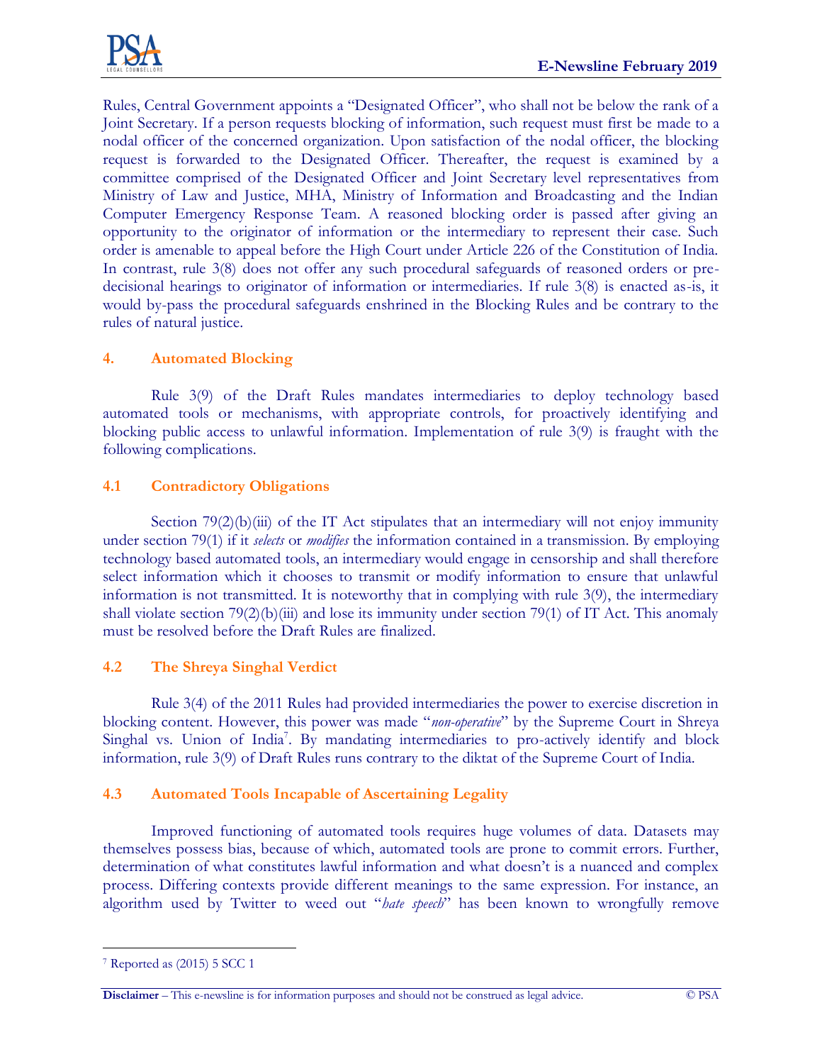Rules, Central Government appoints a "Designated Officer", who shall not be below the rank of a Joint Secretary. If a person requests blocking of information, such request must first be made to a nodal officer of the concerned organization. Upon satisfaction of the nodal officer, the blocking request is forwarded to the Designated Officer. Thereafter, the request is examined by a committee comprised of the Designated Officer and Joint Secretary level representatives from Ministry of Law and Justice, MHA, Ministry of Information and Broadcasting and the Indian Computer Emergency Response Team. A reasoned blocking order is passed after giving an opportunity to the originator of information or the intermediary to represent their case. Such order is amenable to appeal before the High Court under Article 226 of the Constitution of India. In contrast, rule 3(8) does not offer any such procedural safeguards of reasoned orders or pre-decisional hearings to originator of information or intermediaries. If rule 3(8) is enacted as-is, it would by-pass the procedural safeguards enshrined in the Blocking Rules and be contrary to the rules of natural justice.

## 4. Automated Blocking

Rule 3(9) of the Draft Rules mandates intermediaries to deploy technology based automated tools or mechanisms, with appropriate controls, for proactively identifying and blocking public access to unlawful information. Implementation of rule 3(9) is fraught with the following complications.

### 4.1 Contradictory Obligations

Section 79(2)(b)(iii) of the IT Act stipulates that an intermediary will not enjoy immunity under section 79(1) if it *selects* or *modifies* the information contained in a transmission. By employing technology based automated tools, an intermediary would engage in censorship and shall therefore select information which it chooses to transmit or modify information to ensure that unlawful information is not transmitted. It is noteworthy that in complying with rule 3(9), the intermediary shall violate section 79(2)(b)(iii) and lose its immunity under section 79(1) of IT Act. This anomaly must be resolved before the Draft Rules are finalized.

### 4.2 The Shreya Singhal Verdict

Rule 3(4) of the 2011 Rules had provided intermediaries the power to exercise discretion in blocking content. However, this power was made "*non-operative*" by the Supreme Court in Shreya Singhal vs. Union of India[7]. By mandating intermediaries to pro-actively identify and block information, rule 3(9) of Draft Rules runs contrary to the diktat of the Supreme Court of India.

### 4.3 Automated Tools Incapable of Ascertaining Legality

Improved functioning of automated tools requires huge volumes of data. Datasets may themselves possess bias, because of which, automated tools are prone to commit errors. Further, determination of what constitutes lawful information and what doesn't is a nuanced and complex process. Differing contexts provide different meanings to the same expression. For instance, an algorithm used by Twitter to weed out "*hate speech*" has been known to wrongfully remove

---

[7] Reported as (2015) 5 SCC 1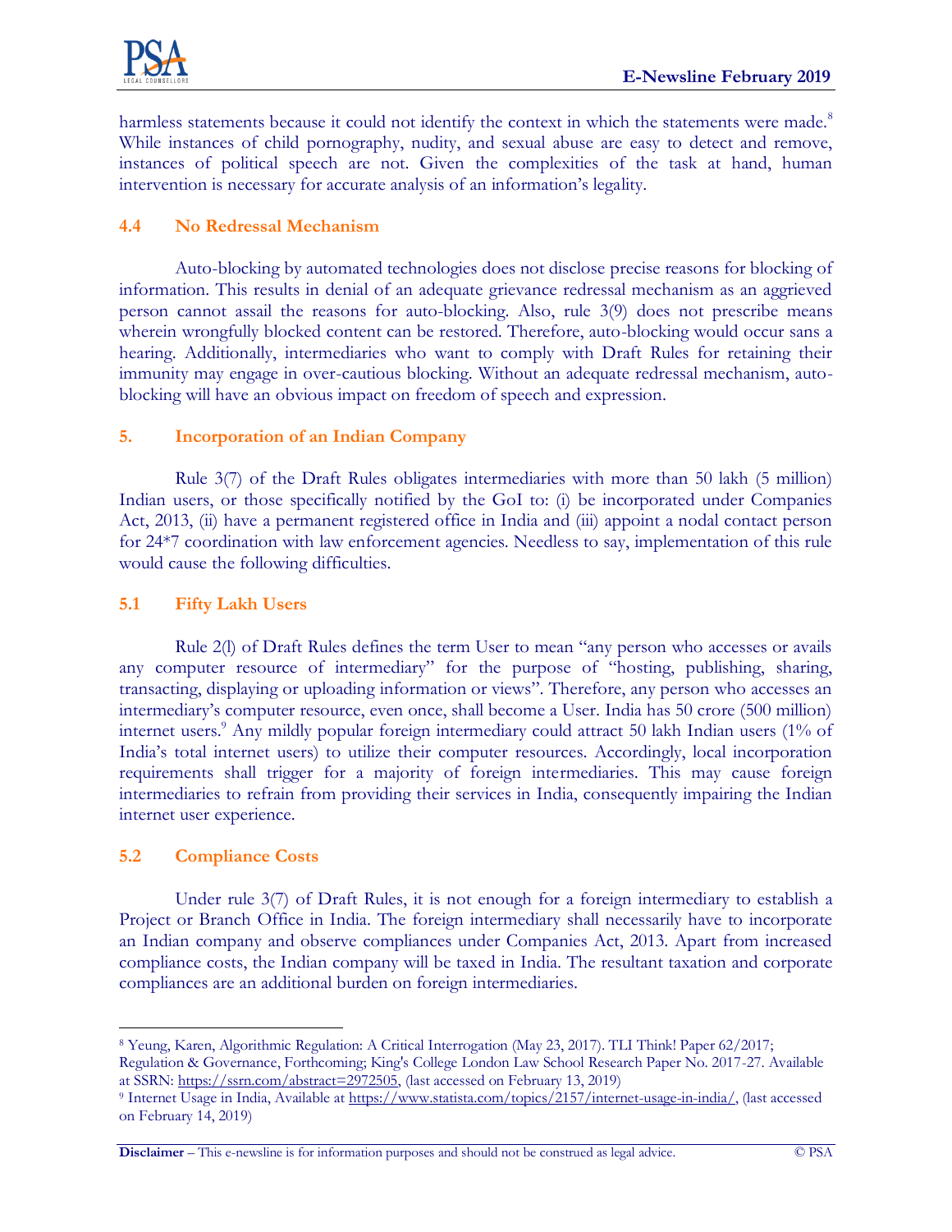harmless statements because it could not identify the context in which the statements were made.[8] While instances of child pornography, nudity, and sexual abuse are easy to detect and remove, instances of political speech are not. Given the complexities of the task at hand, human intervention is necessary for accurate analysis of an information's legality.

### 4.4 No Redressal Mechanism

Auto-blocking by automated technologies does not disclose precise reasons for blocking of information. This results in denial of an adequate grievance redressal mechanism as an aggrieved person cannot assail the reasons for auto-blocking. Also, rule 3(9) does not prescribe means wherein wrongfully blocked content can be restored. Therefore, auto-blocking would occur sans a hearing. Additionally, intermediaries who want to comply with Draft Rules for retaining their immunity may engage in over-cautious blocking. Without an adequate redressal mechanism, auto-blocking will have an obvious impact on freedom of speech and expression.

## 5. Incorporation of an Indian Company

Rule 3(7) of the Draft Rules obligates intermediaries with more than 50 lakh (5 million) Indian users, or those specifically notified by the GoI to: (i) be incorporated under Companies Act, 2013, (ii) have a permanent registered office in India and (iii) appoint a nodal contact person for 24*7 coordination with law enforcement agencies. Needless to say, implementation of this rule would cause the following difficulties.

### 5.1 Fifty Lakh Users

Rule 2(l) of Draft Rules defines the term User to mean "any person who accesses or avails any computer resource of intermediary" for the purpose of "hosting, publishing, sharing, transacting, displaying or uploading information or views". Therefore, any person who accesses an intermediary's computer resource, even once, shall become a User. India has 50 crore (500 million) internet users.[9] Any mildly popular foreign intermediary could attract 50 lakh Indian users (1% of India's total internet users) to utilize their computer resources. Accordingly, local incorporation requirements shall trigger for a majority of foreign intermediaries. This may cause foreign intermediaries to refrain from providing their services in India, consequently impairing the Indian internet user experience.

### 5.2 Compliance Costs

Under rule 3(7) of Draft Rules, it is not enough for a foreign intermediary to establish a Project or Branch Office in India. The foreign intermediary shall necessarily have to incorporate an Indian company and observe compliances under Companies Act, 2013. Apart from increased compliance costs, the Indian company will be taxed in India. The resultant taxation and corporate compliances are an additional burden on foreign intermediaries.

---

[8] Yeung, Karen, Algorithmic Regulation: A Critical Interrogation (May 23, 2017). TLI Think! Paper 62/2017; Regulation & Governance, Forthcoming; King's College London Law School Research Paper No. 2017-27. Available at SSRN: https://ssrn.com/abstract=2972505, (last accessed on February 13, 2019)

[9] Internet Usage in India, Available at https://www.statista.com/topics/2157/internet-usage-in-india/, (last accessed on February 14, 2019)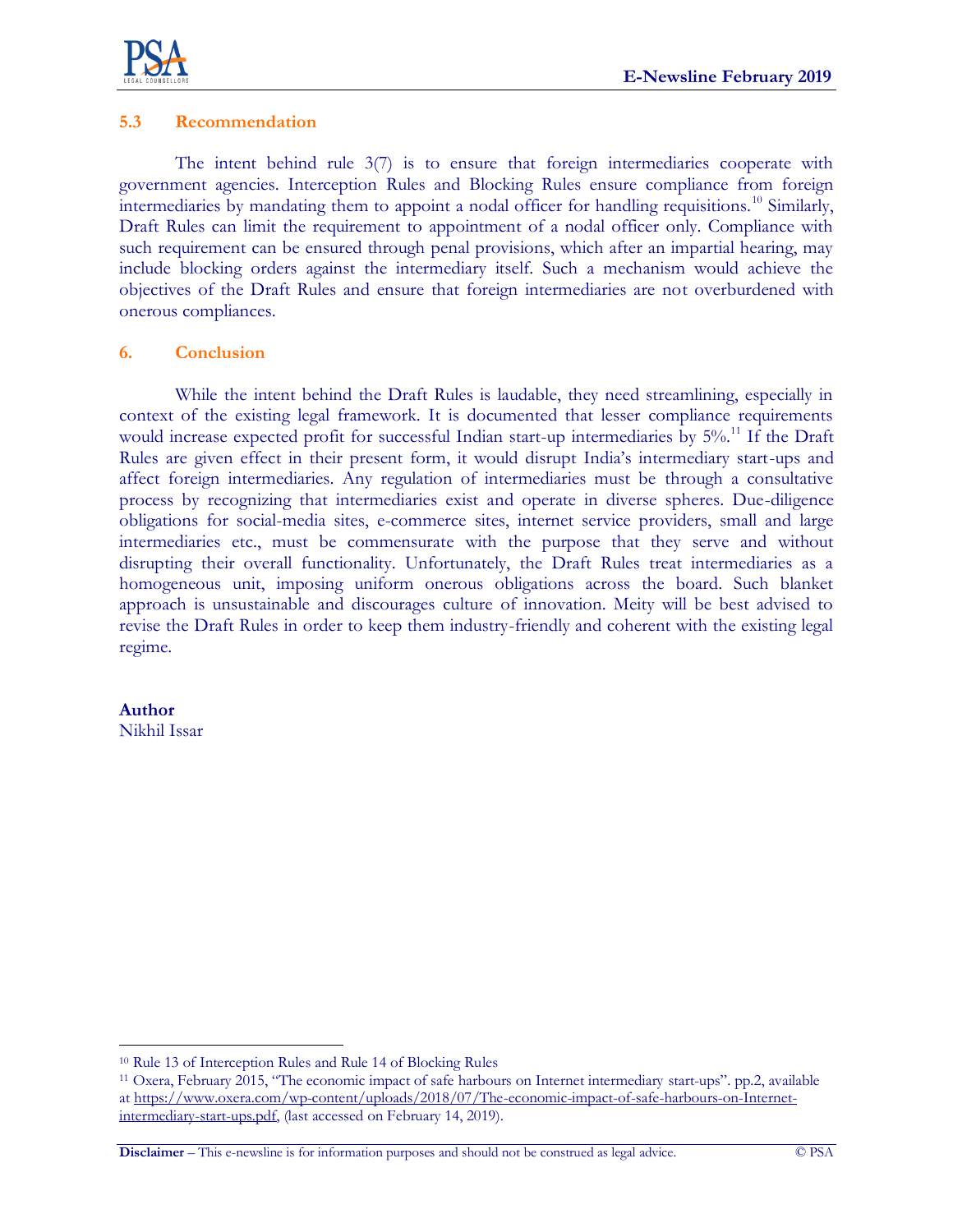### 5.3 Recommendation

The intent behind rule 3(7) is to ensure that foreign intermediaries cooperate with government agencies. Interception Rules and Blocking Rules ensure compliance from foreign intermediaries by mandating them to appoint a nodal officer for handling requisitions.[10] Similarly, Draft Rules can limit the requirement to appointment of a nodal officer only. Compliance with such requirement can be ensured through penal provisions, which after an impartial hearing, may include blocking orders against the intermediary itself. Such a mechanism would achieve the objectives of the Draft Rules and ensure that foreign intermediaries are not overburdened with onerous compliances.

## 6. Conclusion

While the intent behind the Draft Rules is laudable, they need streamlining, especially in context of the existing legal framework. It is documented that lesser compliance requirements would increase expected profit for successful Indian start-up intermediaries by 5%.[11] If the Draft Rules are given effect in their present form, it would disrupt India's intermediary start-ups and affect foreign intermediaries. Any regulation of intermediaries must be through a consultative process by recognizing that intermediaries exist and operate in diverse spheres. Due-diligence obligations for social-media sites, e-commerce sites, internet service providers, small and large intermediaries etc., must be commensurate with the purpose that they serve and without disrupting their overall functionality. Unfortunately, the Draft Rules treat intermediaries as a homogeneous unit, imposing uniform onerous obligations across the board. Such blanket approach is unsustainable and discourages culture of innovation. Meity will be best advised to revise the Draft Rules in order to keep them industry-friendly and coherent with the existing legal regime.

**Author**
Nikhil Issar

---

[10] Rule 13 of Interception Rules and Rule 14 of Blocking Rules

[11] Oxera, February 2015, "The economic impact of safe harbours on Internet intermediary start-ups". pp.2, available at https://www.oxera.com/wp-content/uploads/2018/07/The-economic-impact-of-safe-harbours-on-Internet-intermediary-start-ups.pdf, (last accessed on February 14, 2019).

**Disclaimer** – This e-newsline is for information purposes and should not be construed as legal advice. © PSA